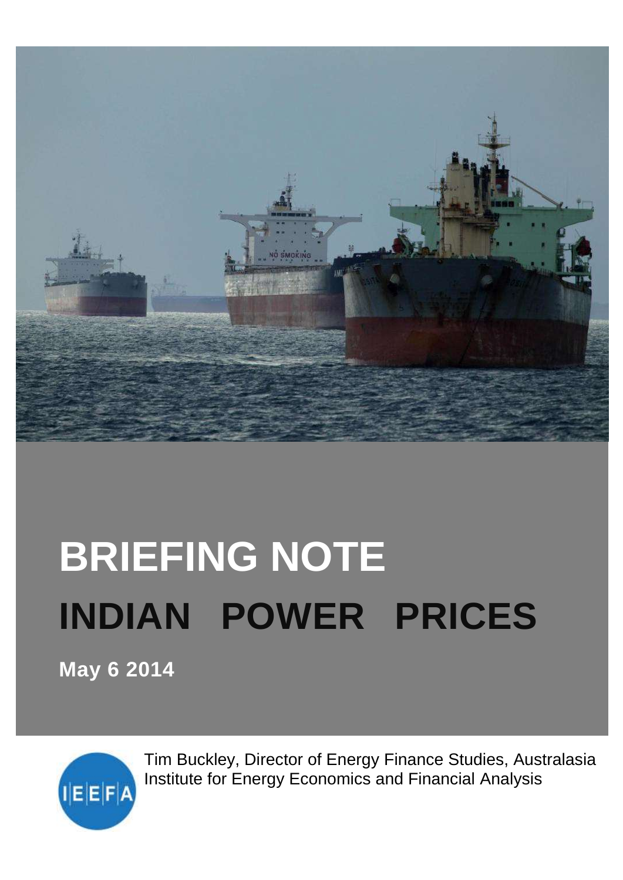# BRIEFING NOTE

# INDIAN POWER PRICES

**May 6 2014**

Tim Buckley, Director of Energy Finance Studies, Australasia
Institute for Energy Economics and Financial Analysis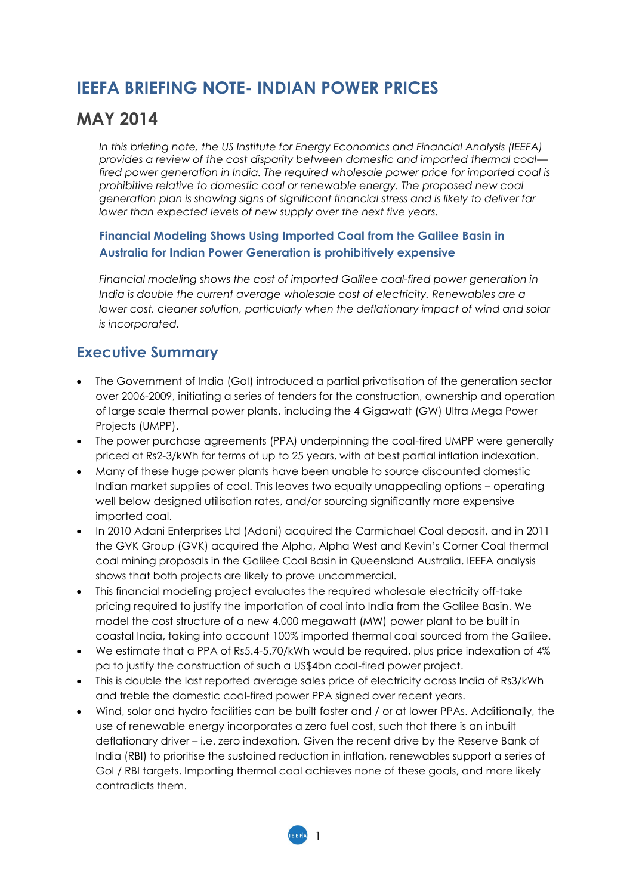# IEEFA BRIEFING NOTE- INDIAN POWER PRICES

# MAY 2014

*In this briefing note, the US Institute for Energy Economics and Financial Analysis (IEEFA) provides a review of the cost disparity between domestic and imported thermal coal—fired power generation in India. The required wholesale power price for imported coal is prohibitive relative to domestic coal or renewable energy. The proposed new coal generation plan is showing signs of significant financial stress and is likely to deliver far lower than expected levels of new supply over the next five years.*

### Financial Modeling Shows Using Imported Coal from the Galilee Basin in Australia for Indian Power Generation is prohibitively expensive

*Financial modeling shows the cost of imported Galilee coal-fired power generation in India is double the current average wholesale cost of electricity. Renewables are a lower cost, cleaner solution, particularly when the deflationary impact of wind and solar is incorporated.*

## Executive Summary

- The Government of India (GoI) introduced a partial privatisation of the generation sector over 2006-2009, initiating a series of tenders for the construction, ownership and operation of large scale thermal power plants, including the 4 Gigawatt (GW) Ultra Mega Power Projects (UMPP).
- The power purchase agreements (PPA) underpinning the coal-fired UMPP were generally priced at Rs2-3/kWh for terms of up to 25 years, with at best partial inflation indexation.
- Many of these huge power plants have been unable to source discounted domestic Indian market supplies of coal. This leaves two equally unappealing options – operating well below designed utilisation rates, and/or sourcing significantly more expensive imported coal.
- In 2010 Adani Enterprises Ltd (Adani) acquired the Carmichael Coal deposit, and in 2011 the GVK Group (GVK) acquired the Alpha, Alpha West and Kevin's Corner Coal thermal coal mining proposals in the Galilee Coal Basin in Queensland Australia. IEEFA analysis shows that both projects are likely to prove uncommercial.
- This financial modeling project evaluates the required wholesale electricity off-take pricing required to justify the importation of coal into India from the Galilee Basin. We model the cost structure of a new 4,000 megawatt (MW) power plant to be built in coastal India, taking into account 100% imported thermal coal sourced from the Galilee.
- We estimate that a PPA of Rs5.4-5.70/kWh would be required, plus price indexation of 4% pa to justify the construction of such a US$4bn coal-fired power project.
- This is double the last reported average sales price of electricity across India of Rs3/kWh and treble the domestic coal-fired power PPA signed over recent years.
- Wind, solar and hydro facilities can be built faster and / or at lower PPAs. Additionally, the use of renewable energy incorporates a zero fuel cost, such that there is an inbuilt deflationary driver – i.e. zero indexation. Given the recent drive by the Reserve Bank of India (RBI) to prioritise the sustained reduction in inflation, renewables support a series of GoI / RBI targets. Importing thermal coal achieves none of these goals, and more likely contradicts them.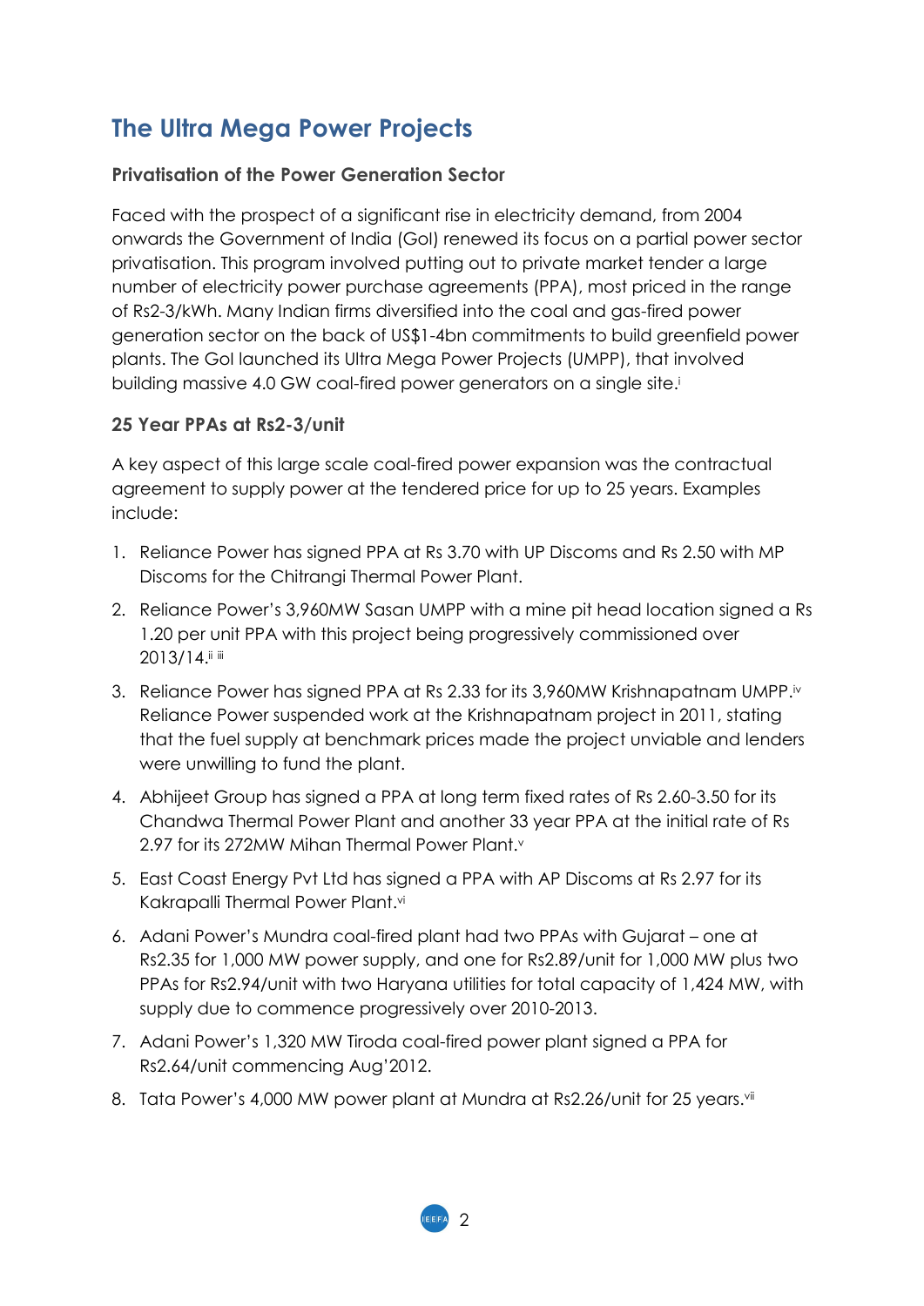## The Ultra Mega Power Projects

### Privatisation of the Power Generation Sector

Faced with the prospect of a significant rise in electricity demand, from 2004 onwards the Government of India (GoI) renewed its focus on a partial power sector privatisation. This program involved putting out to private market tender a large number of electricity power purchase agreements (PPA), most priced in the range of Rs2-3/kWh. Many Indian firms diversified into the coal and gas-fired power generation sector on the back of US$1-4bn commitments to build greenfield power plants. The GoI launched its Ultra Mega Power Projects (UMPP), that involved building massive 4.0 GW coal-fired power generators on a single site.[i]

### 25 Year PPAs at Rs2-3/unit

A key aspect of this large scale coal-fired power expansion was the contractual agreement to supply power at the tendered price for up to 25 years. Examples include:

1. Reliance Power has signed PPA at Rs 3.70 with UP Discoms and Rs 2.50 with MP Discoms for the Chitrangi Thermal Power Plant.
2. Reliance Power's 3,960MW Sasan UMPP with a mine pit head location signed a Rs 1.20 per unit PPA with this project being progressively commissioned over 2013/14.[ii] [iii]
3. Reliance Power has signed PPA at Rs 2.33 for its 3,960MW Krishnapatnam UMPP.[iv] Reliance Power suspended work at the Krishnapatnam project in 2011, stating that the fuel supply at benchmark prices made the project unviable and lenders were unwilling to fund the plant.
4. Abhijeet Group has signed a PPA at long term fixed rates of Rs 2.60-3.50 for its Chandwa Thermal Power Plant and another 33 year PPA at the initial rate of Rs 2.97 for its 272MW Mihan Thermal Power Plant.[v]
5. East Coast Energy Pvt Ltd has signed a PPA with AP Discoms at Rs 2.97 for its Kakrapalli Thermal Power Plant.[vi]
6. Adani Power's Mundra coal-fired plant had two PPAs with Gujarat – one at Rs2.35 for 1,000 MW power supply, and one for Rs2.89/unit for 1,000 MW plus two PPAs for Rs2.94/unit with two Haryana utilities for total capacity of 1,424 MW, with supply due to commence progressively over 2010-2013.
7. Adani Power's 1,320 MW Tiroda coal-fired power plant signed a PPA for Rs2.64/unit commencing Aug'2012.
8. Tata Power's 4,000 MW power plant at Mundra at Rs2.26/unit for 25 years.[vii]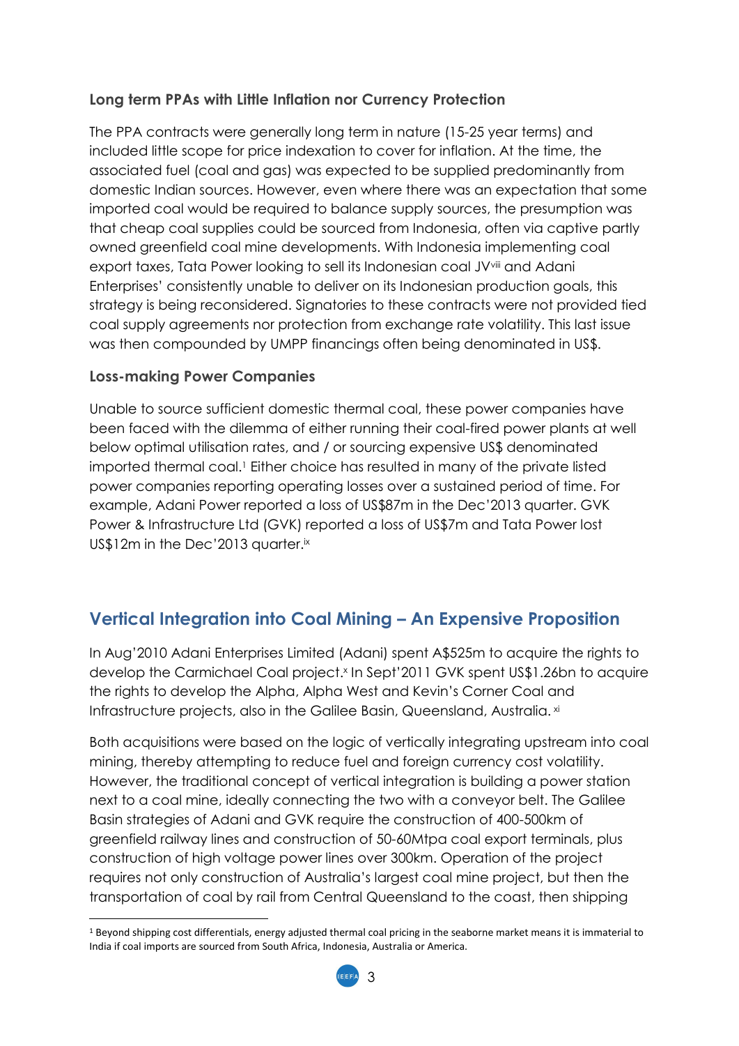### Long term PPAs with Little Inflation nor Currency Protection

The PPA contracts were generally long term in nature (15-25 year terms) and included little scope for price indexation to cover for inflation. At the time, the associated fuel (coal and gas) was expected to be supplied predominantly from domestic Indian sources. However, even where there was an expectation that some imported coal would be required to balance supply sources, the presumption was that cheap coal supplies could be sourced from Indonesia, often via captive partly owned greenfield coal mine developments. With Indonesia implementing coal export taxes, Tata Power looking to sell its Indonesian coal JV[viii] and Adani Enterprises' consistently unable to deliver on its Indonesian production goals, this strategy is being reconsidered. Signatories to these contracts were not provided tied coal supply agreements nor protection from exchange rate volatility. This last issue was then compounded by UMPP financings often being denominated in US$.

### Loss-making Power Companies

Unable to source sufficient domestic thermal coal, these power companies have been faced with the dilemma of either running their coal-fired power plants at well below optimal utilisation rates, and / or sourcing expensive US$ denominated imported thermal coal.[1] Either choice has resulted in many of the private listed power companies reporting operating losses over a sustained period of time. For example, Adani Power reported a loss of US$87m in the Dec'2013 quarter. GVK Power & Infrastructure Ltd (GVK) reported a loss of US$7m and Tata Power lost US$12m in the Dec'2013 quarter.[ix]

## Vertical Integration into Coal Mining – An Expensive Proposition

In Aug'2010 Adani Enterprises Limited (Adani) spent A$525m to acquire the rights to develop the Carmichael Coal project.[x] In Sept'2011 GVK spent US$1.26bn to acquire the rights to develop the Alpha, Alpha West and Kevin's Corner Coal and Infrastructure projects, also in the Galilee Basin, Queensland, Australia.[xi]

Both acquisitions were based on the logic of vertically integrating upstream into coal mining, thereby attempting to reduce fuel and foreign currency cost volatility. However, the traditional concept of vertical integration is building a power station next to a coal mine, ideally connecting the two with a conveyor belt. The Galilee Basin strategies of Adani and GVK require the construction of 400-500km of greenfield railway lines and construction of 50-60Mtpa coal export terminals, plus construction of high voltage power lines over 300km. Operation of the project requires not only construction of Australia's largest coal mine project, but then the transportation of coal by rail from Central Queensland to the coast, then shipping

[1] Beyond shipping cost differentials, energy adjusted thermal coal pricing in the seaborne market means it is immaterial to India if coal imports are sourced from South Africa, Indonesia, Australia or America.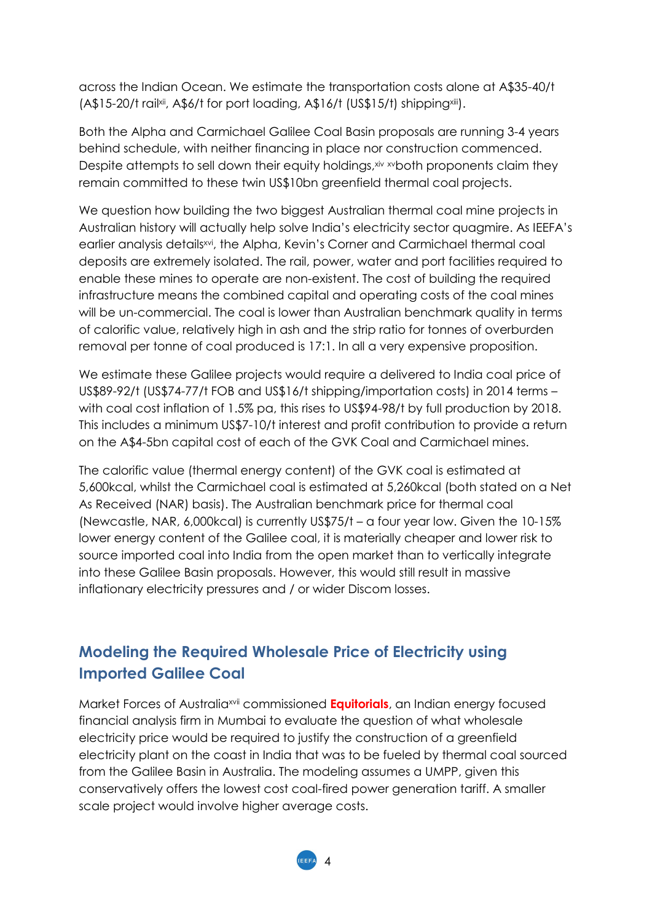across the Indian Ocean. We estimate the transportation costs alone at A$35-40/t (A$15-20/t rail[xii], A$6/t for port loading, A$16/t (US$15/t) shipping[xiii]).

Both the Alpha and Carmichael Galilee Coal Basin proposals are running 3-4 years behind schedule, with neither financing in place nor construction commenced. Despite attempts to sell down their equity holdings,[xiv] [xv]both proponents claim they remain committed to these twin US$10bn greenfield thermal coal projects.

We question how building the two biggest Australian thermal coal mine projects in Australian history will actually help solve India's electricity sector quagmire. As IEEFA's earlier analysis details[xvi], the Alpha, Kevin's Corner and Carmichael thermal coal deposits are extremely isolated. The rail, power, water and port facilities required to enable these mines to operate are non-existent. The cost of building the required infrastructure means the combined capital and operating costs of the coal mines will be un-commercial. The coal is lower than Australian benchmark quality in terms of calorific value, relatively high in ash and the strip ratio for tonnes of overburden removal per tonne of coal produced is 17:1. In all a very expensive proposition.

We estimate these Galilee projects would require a delivered to India coal price of US$89-92/t (US$74-77/t FOB and US$16/t shipping/importation costs) in 2014 terms – with coal cost inflation of 1.5% pa, this rises to US$94-98/t by full production by 2018. This includes a minimum US$7-10/t interest and profit contribution to provide a return on the A$4-5bn capital cost of each of the GVK Coal and Carmichael mines.

The calorific value (thermal energy content) of the GVK coal is estimated at 5,600kcal, whilst the Carmichael coal is estimated at 5,260kcal (both stated on a Net As Received (NAR) basis). The Australian benchmark price for thermal coal (Newcastle, NAR, 6,000kcal) is currently US$75/t – a four year low. Given the 10-15% lower energy content of the Galilee coal, it is materially cheaper and lower risk to source imported coal into India from the open market than to vertically integrate into these Galilee Basin proposals. However, this would still result in massive inflationary electricity pressures and / or wider Discom losses.

## Modeling the Required Wholesale Price of Electricity using Imported Galilee Coal

Market Forces of Australia[xvii] commissioned **Equitorials**, an Indian energy focused financial analysis firm in Mumbai to evaluate the question of what wholesale electricity price would be required to justify the construction of a greenfield electricity plant on the coast in India that was to be fueled by thermal coal sourced from the Galilee Basin in Australia. The modeling assumes a UMPP, given this conservatively offers the lowest cost coal-fired power generation tariff. A smaller scale project would involve higher average costs.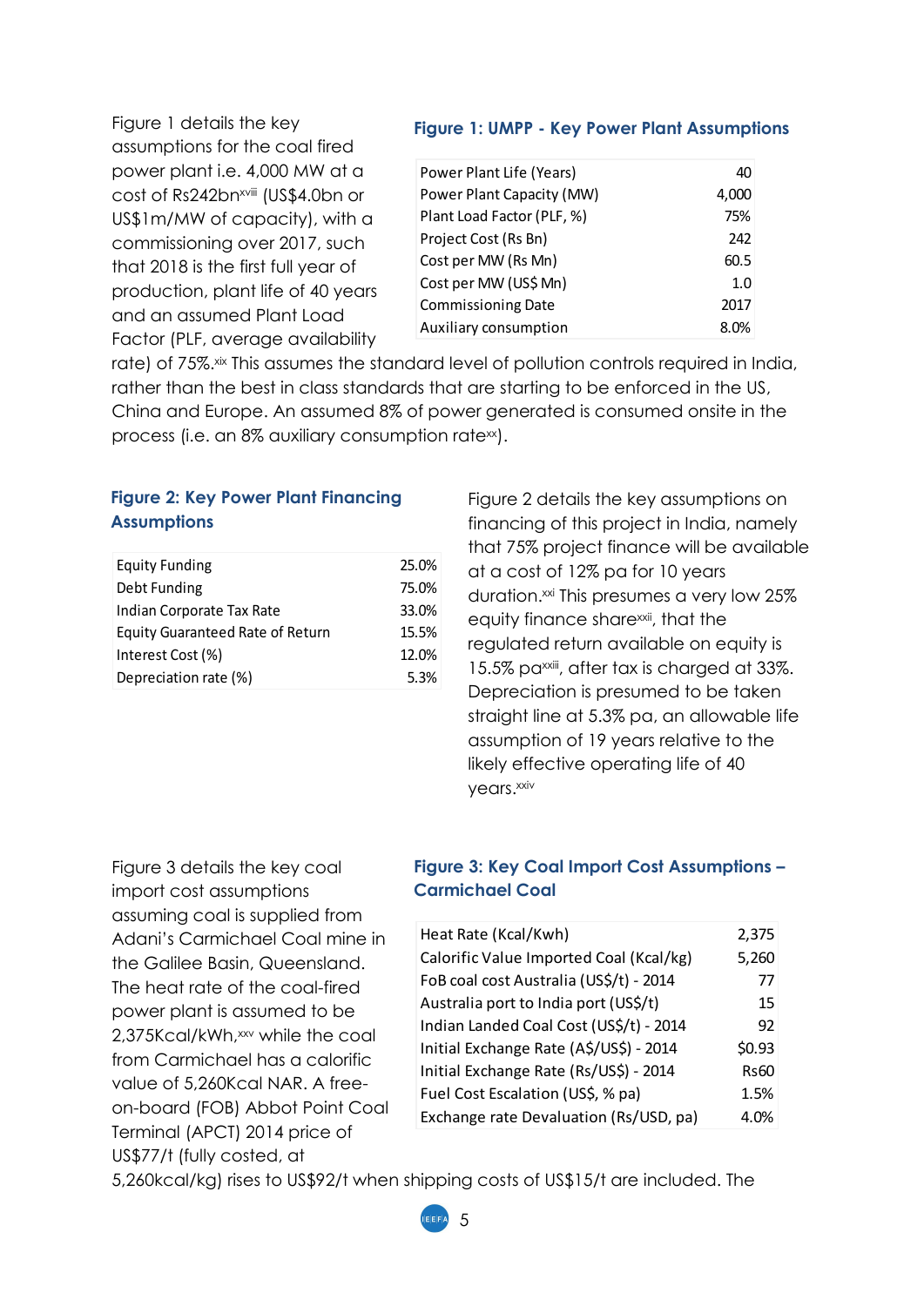Figure 1 details the key assumptions for the coal fired power plant i.e. 4,000 MW at a cost of Rs242bn[xviii] (US$4.0bn or US$1m/MW of capacity), with a commissioning over 2017, such that 2018 is the first full year of production, plant life of 40 years and an assumed Plant Load Factor (PLF, average availability rate) of 75%.[xix] This assumes the standard level of pollution controls required in India, rather than the best in class standards that are starting to be enforced in the US, China and Europe. An assumed 8% of power generated is consumed onsite in the process (i.e. an 8% auxiliary consumption rate[xx]).

### Figure 1: UMPP - Key Power Plant Assumptions

| | |
|---|---|
| Power Plant Life (Years) | 40 |
| Power Plant Capacity (MW) | 4,000 |
| Plant Load Factor (PLF, %) | 75% |
| Project Cost (Rs Bn) | 242 |
| Cost per MW (Rs Mn) | 60.5 |
| Cost per MW (US$ Mn) | 1.0 |
| Commissioning Date | 2017 |
| Auxiliary consumption | 8.0% |

### Figure 2: Key Power Plant Financing Assumptions

| | |
|---|---|
| Equity Funding | 25.0% |
| Debt Funding | 75.0% |
| Indian Corporate Tax Rate | 33.0% |
| Equity Guaranteed Rate of Return | 15.5% |
| Interest Cost (%) | 12.0% |
| Depreciation rate (%) | 5.3% |

Figure 2 details the key assumptions on financing of this project in India, namely that 75% project finance will be available at a cost of 12% pa for 10 years duration.[xxi] This presumes a very low 25% equity finance share[xxii], that the regulated return available on equity is 15.5% pa[xxiii], after tax is charged at 33%. Depreciation is presumed to be taken straight line at 5.3% pa, an allowable life assumption of 19 years relative to the likely effective operating life of 40 years.[xxiv]

Figure 3 details the key coal import cost assumptions assuming coal is supplied from Adani's Carmichael Coal mine in the Galilee Basin, Queensland. The heat rate of the coal-fired power plant is assumed to be 2,375Kcal/kWh,[xxv] while the coal from Carmichael has a calorific value of 5,260Kcal NAR. A free-on-board (FOB) Abbot Point Coal Terminal (APCT) 2014 price of US$77/t (fully costed, at 5,260kcal/kg) rises to US$92/t when shipping costs of US$15/t are included. The

### Figure 3: Key Coal Import Cost Assumptions – Carmichael Coal

| | |
|---|---|
| Heat Rate (Kcal/Kwh) | 2,375 |
| Calorific Value Imported Coal (Kcal/kg) | 5,260 |
| FoB coal cost Australia (US$/t) - 2014 | 77 |
| Australia port to India port (US$/t) | 15 |
| Indian Landed Coal Cost (US$/t) - 2014 | 92 |
| Initial Exchange Rate (A$/US$) - 2014 | $0.93 |
| Initial Exchange Rate (Rs/US$) - 2014 | Rs60 |
| Fuel Cost Escalation (US$, % pa) | 1.5% |
| Exchange rate Devaluation (Rs/USD, pa) | 4.0% |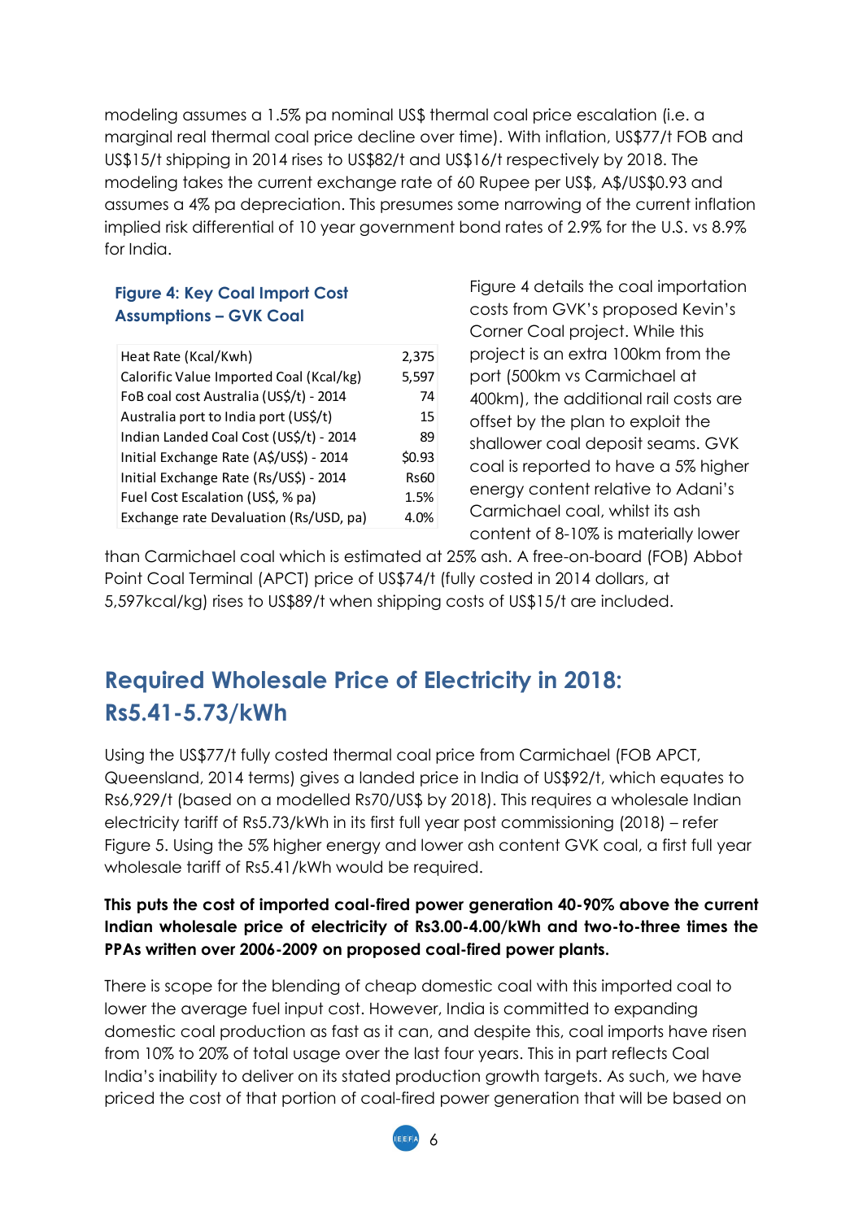modeling assumes a 1.5% pa nominal US$ thermal coal price escalation (i.e. a marginal real thermal coal price decline over time). With inflation, US$77/t FOB and US$15/t shipping in 2014 rises to US$82/t and US$16/t respectively by 2018. The modeling takes the current exchange rate of 60 Rupee per US$, A$/US$0.93 and assumes a 4% pa depreciation. This presumes some narrowing of the current inflation implied risk differential of 10 year government bond rates of 2.9% for the U.S. vs 8.9% for India.

**Figure 4: Key Coal Import Cost Assumptions – GVK Coal**

| | |
|---|---|
| Heat Rate (Kcal/Kwh) | 2,375 |
| Calorific Value Imported Coal (Kcal/kg) | 5,597 |
| FoB coal cost Australia (US$/t) - 2014 | 74 |
| Australia port to India port (US$/t) | 15 |
| Indian Landed Coal Cost (US$/t) - 2014 | 89 |
| Initial Exchange Rate (A$/US$) - 2014 | $0.93 |
| Initial Exchange Rate (Rs/US$) - 2014 | Rs60 |
| Fuel Cost Escalation (US$, % pa) | 1.5% |
| Exchange rate Devaluation (Rs/USD, pa) | 4.0% |

Figure 4 details the coal importation costs from GVK's proposed Kevin's Corner Coal project. While this project is an extra 100km from the port (500km vs Carmichael at 400km), the additional rail costs are offset by the plan to exploit the shallower coal deposit seams. GVK coal is reported to have a 5% higher energy content relative to Adani's Carmichael coal, whilst its ash content of 8-10% is materially lower than Carmichael coal which is estimated at 25% ash. A free-on-board (FOB) Abbot Point Coal Terminal (APCT) price of US$74/t (fully costed in 2014 dollars, at 5,597kcal/kg) rises to US$89/t when shipping costs of US$15/t are included.

## Required Wholesale Price of Electricity in 2018: Rs5.41-5.73/kWh

Using the US$77/t fully costed thermal coal price from Carmichael (FOB APCT, Queensland, 2014 terms) gives a landed price in India of US$92/t, which equates to Rs6,929/t (based on a modelled Rs70/US$ by 2018). This requires a wholesale Indian electricity tariff of Rs5.73/kWh in its first full year post commissioning (2018) – refer Figure 5. Using the 5% higher energy and lower ash content GVK coal, a first full year wholesale tariff of Rs5.41/kWh would be required.

**This puts the cost of imported coal-fired power generation 40-90% above the current Indian wholesale price of electricity of Rs3.00-4.00/kWh and two-to-three times the PPAs written over 2006-2009 on proposed coal-fired power plants.**

There is scope for the blending of cheap domestic coal with this imported coal to lower the average fuel input cost. However, India is committed to expanding domestic coal production as fast as it can, and despite this, coal imports have risen from 10% to 20% of total usage over the last four years. This in part reflects Coal India's inability to deliver on its stated production growth targets. As such, we have priced the cost of that portion of coal-fired power generation that will be based on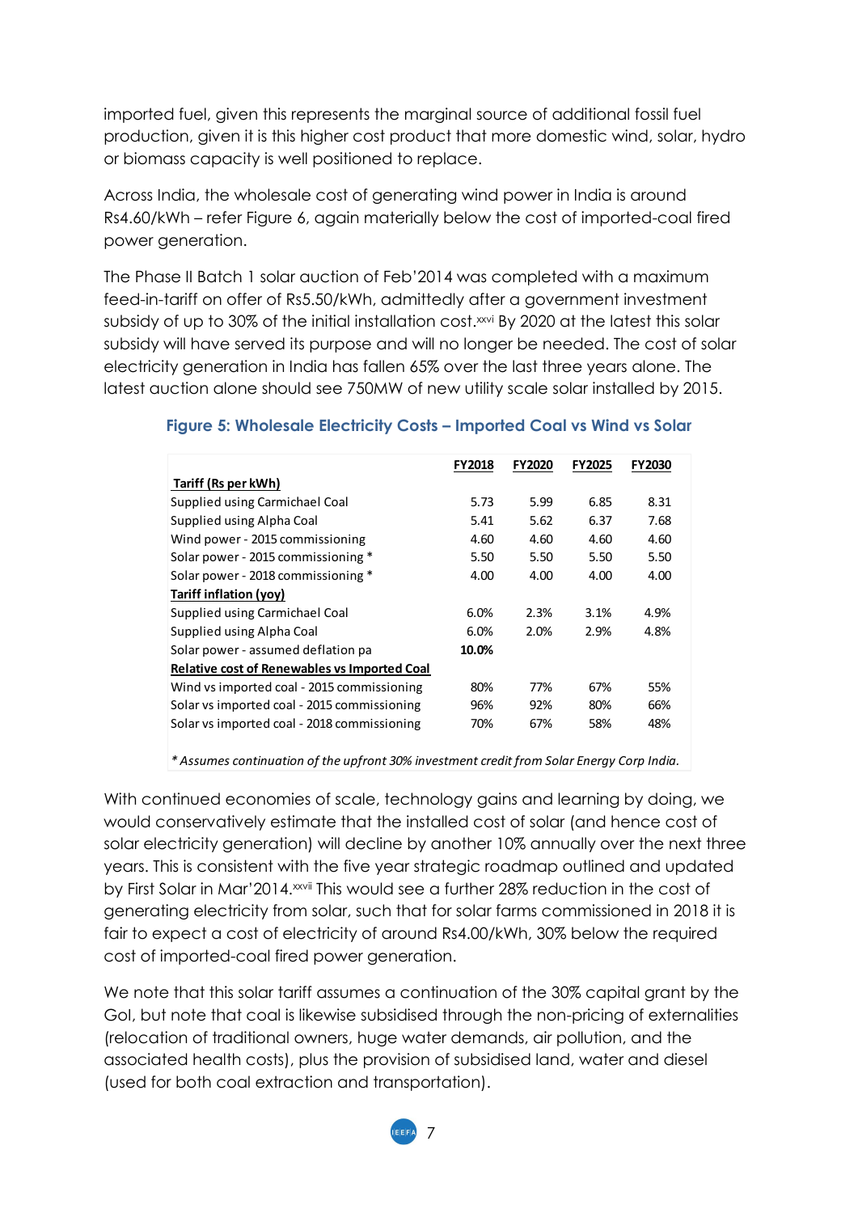imported fuel, given this represents the marginal source of additional fossil fuel production, given it is this higher cost product that more domestic wind, solar, hydro or biomass capacity is well positioned to replace.

Across India, the wholesale cost of generating wind power in India is around Rs4.60/kWh – refer Figure 6, again materially below the cost of imported-coal fired power generation.

The Phase II Batch 1 solar auction of Feb'2014 was completed with a maximum feed-in-tariff on offer of Rs5.50/kWh, admittedly after a government investment subsidy of up to 30% of the initial installation cost.[xxvi] By 2020 at the latest this solar subsidy will have served its purpose and will no longer be needed. The cost of solar electricity generation in India has fallen 65% over the last three years alone. The latest auction alone should see 750MW of new utility scale solar installed by 2015.

**Figure 5: Wholesale Electricity Costs – Imported Coal vs Wind vs Solar**

| | FY2018 | FY2020 | FY2025 | FY2030 |
|---|---|---|---|---|
| **Tariff (Rs per kWh)** | | | | |
| Supplied using Carmichael Coal | 5.73 | 5.99 | 6.85 | 8.31 |
| Supplied using Alpha Coal | 5.41 | 5.62 | 6.37 | 7.68 |
| Wind power - 2015 commissioning | 4.60 | 4.60 | 4.60 | 4.60 |
| Solar power - 2015 commissioning * | 5.50 | 5.50 | 5.50 | 5.50 |
| Solar power - 2018 commissioning * | 4.00 | 4.00 | 4.00 | 4.00 |
| **Tariff inflation (yoy)** | | | | |
| Supplied using Carmichael Coal | 6.0% | 2.3% | 3.1% | 4.9% |
| Supplied using Alpha Coal | 6.0% | 2.0% | 2.9% | 4.8% |
| Solar power - assumed deflation pa | **10.0%** | | | |
| **Relative cost of Renewables vs Imported Coal** | | | | |
| Wind vs imported coal - 2015 commissioning | 80% | 77% | 67% | 55% |
| Solar vs imported coal - 2015 commissioning | 96% | 92% | 80% | 66% |
| Solar vs imported coal - 2018 commissioning | 70% | 67% | 58% | 48% |

*\* Assumes continuation of the upfront 30% investment credit from Solar Energy Corp India.*

With continued economies of scale, technology gains and learning by doing, we would conservatively estimate that the installed cost of solar (and hence cost of solar electricity generation) will decline by another 10% annually over the next three years. This is consistent with the five year strategic roadmap outlined and updated by First Solar in Mar'2014.[xxvii] This would see a further 28% reduction in the cost of generating electricity from solar, such that for solar farms commissioned in 2018 it is fair to expect a cost of electricity of around Rs4.00/kWh, 30% below the required cost of imported-coal fired power generation.

We note that this solar tariff assumes a continuation of the 30% capital grant by the GoI, but note that coal is likewise subsidised through the non-pricing of externalities (relocation of traditional owners, huge water demands, air pollution, and the associated health costs), plus the provision of subsidised land, water and diesel (used for both coal extraction and transportation).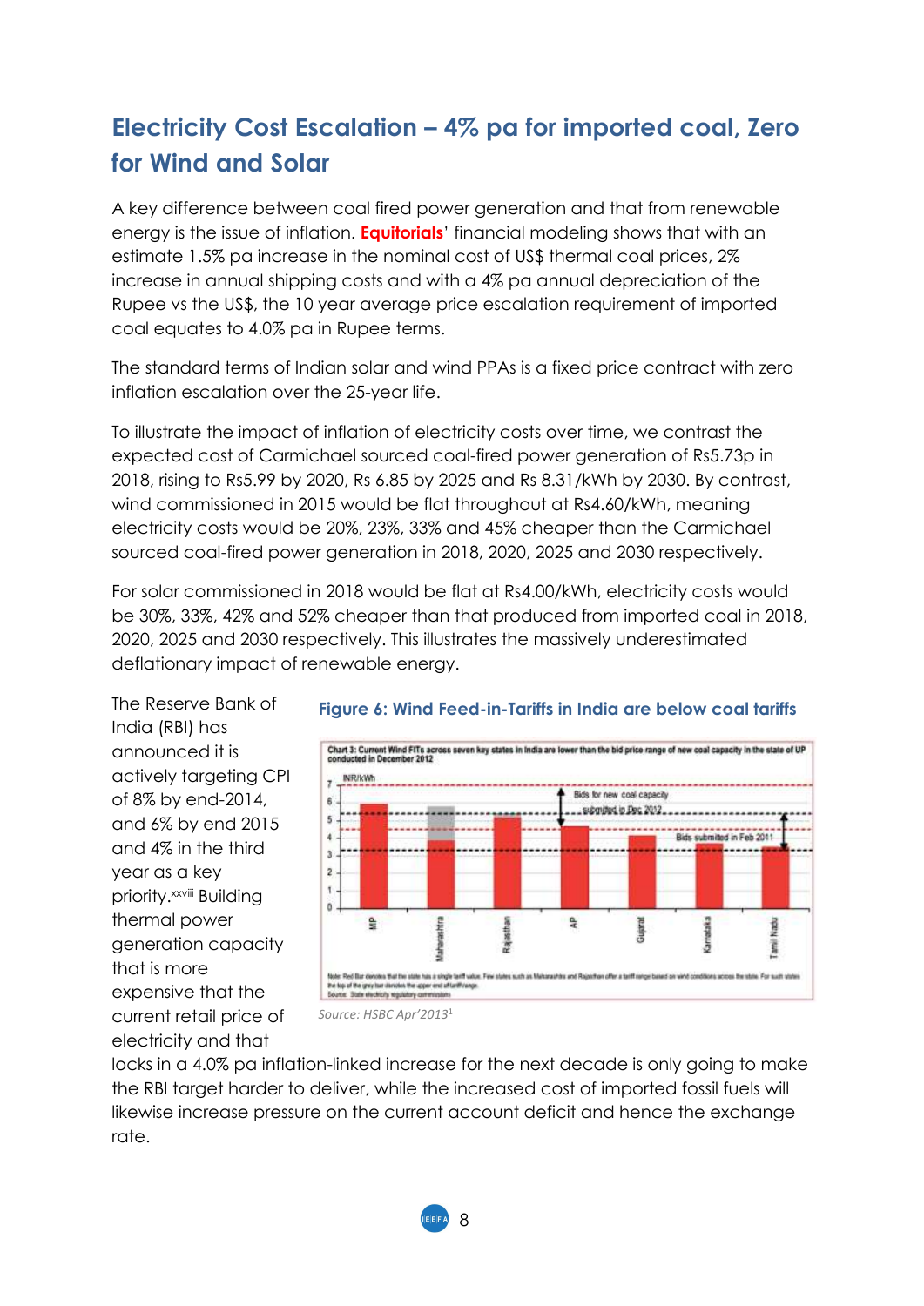## Electricity Cost Escalation – 4% pa for imported coal, Zero for Wind and Solar

A key difference between coal fired power generation and that from renewable energy is the issue of inflation. **Equitorials**' financial modeling shows that with an estimate 1.5% pa increase in the nominal cost of US$ thermal coal prices, 2% increase in annual shipping costs and with a 4% pa annual depreciation of the Rupee vs the US$, the 10 year average price escalation requirement of imported coal equates to 4.0% pa in Rupee terms.

The standard terms of Indian solar and wind PPAs is a fixed price contract with zero inflation escalation over the 25-year life.

To illustrate the impact of inflation of electricity costs over time, we contrast the expected cost of Carmichael sourced coal-fired power generation of Rs5.73p in 2018, rising to Rs5.99 by 2020, Rs 6.85 by 2025 and Rs 8.31/kWh by 2030. By contrast, wind commissioned in 2015 would be flat throughout at Rs4.60/kWh, meaning electricity costs would be 20%, 23%, 33% and 45% cheaper than the Carmichael sourced coal-fired power generation in 2018, 2020, 2025 and 2030 respectively.

For solar commissioned in 2018 would be flat at Rs4.00/kWh, electricity costs would be 30%, 33%, 42% and 52% cheaper than that produced from imported coal in 2018, 2020, 2025 and 2030 respectively. This illustrates the massively underestimated deflationary impact of renewable energy.

**Figure 6: Wind Feed-in-Tariffs in India are below coal tariffs**

Source: HSBC Apr'2013[1]

The Reserve Bank of India (RBI) has announced it is actively targeting CPI of 8% by end-2014, and 6% by end 2015 and 4% in the third year as a key priority.[xxviii] Building thermal power generation capacity that is more expensive that the current retail price of electricity and that locks in a 4.0% pa inflation-linked increase for the next decade is only going to make the RBI target harder to deliver, while the increased cost of imported fossil fuels will likewise increase pressure on the current account deficit and hence the exchange rate.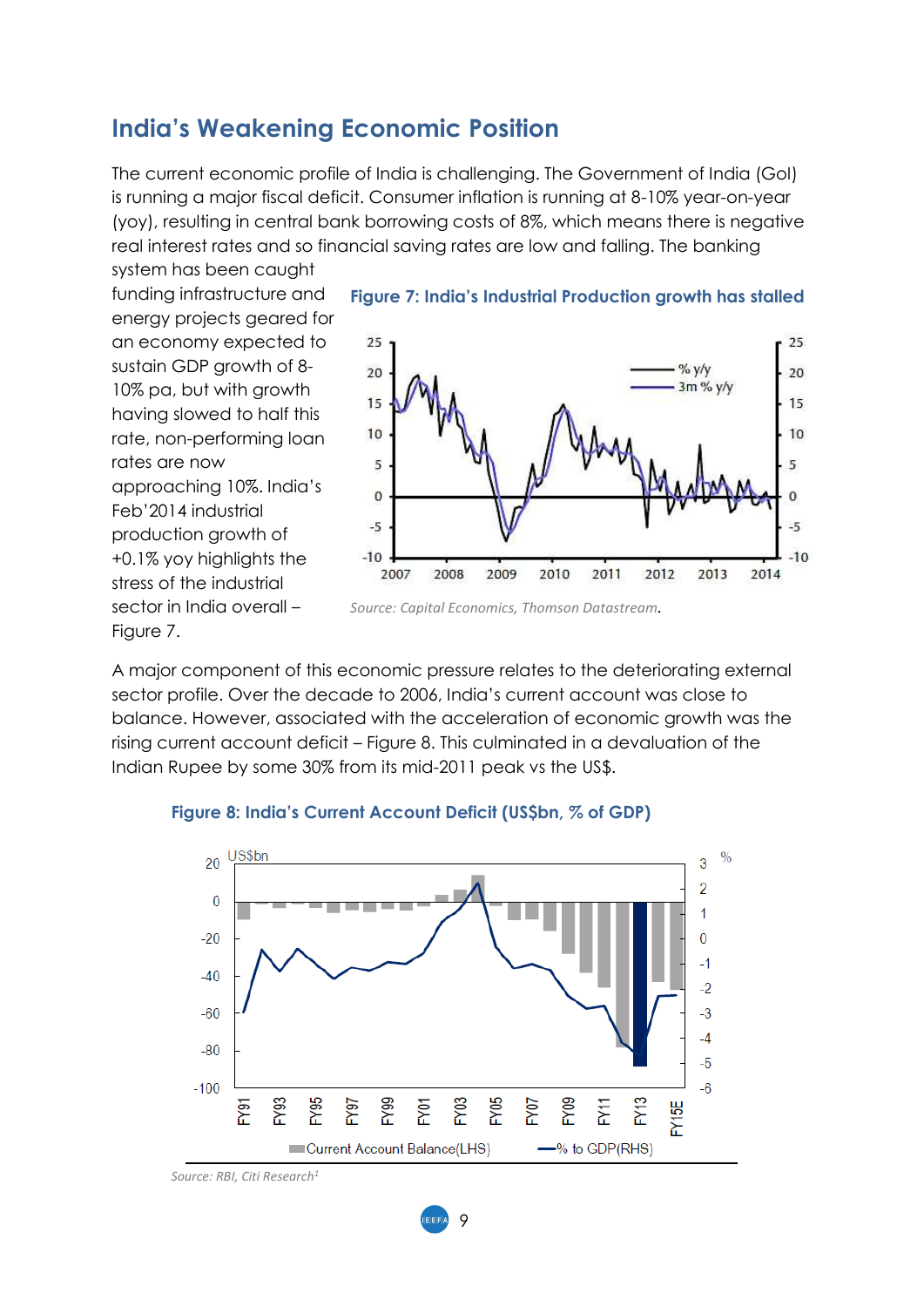## India's Weakening Economic Position

The current economic profile of India is challenging. The Government of India (GoI) is running a major fiscal deficit. Consumer inflation is running at 8-10% year-on-year (yoy), resulting in central bank borrowing costs of 8%, which means there is negative real interest rates and so financial saving rates are low and falling. The banking system has been caught funding infrastructure and energy projects geared for an economy expected to sustain GDP growth of 8-10% pa, but with growth having slowed to half this rate, non-performing loan rates are now approaching 10%. India's Feb'2014 industrial production growth of +0.1% yoy highlights the stress of the industrial sector in India overall – Figure 7.

**Figure 7: India's Industrial Production growth has stalled**

*Source: Capital Economics, Thomson Datastream.*

A major component of this economic pressure relates to the deteriorating external sector profile. Over the decade to 2006, India's current account was close to balance. However, associated with the acceleration of economic growth was the rising current account deficit – Figure 8. This culminated in a devaluation of the Indian Rupee by some 30% from its mid-2011 peak vs the US$.

**Figure 8: India's Current Account Deficit (US$bn, % of GDP)**

*Source: RBI, Citi Research[1]*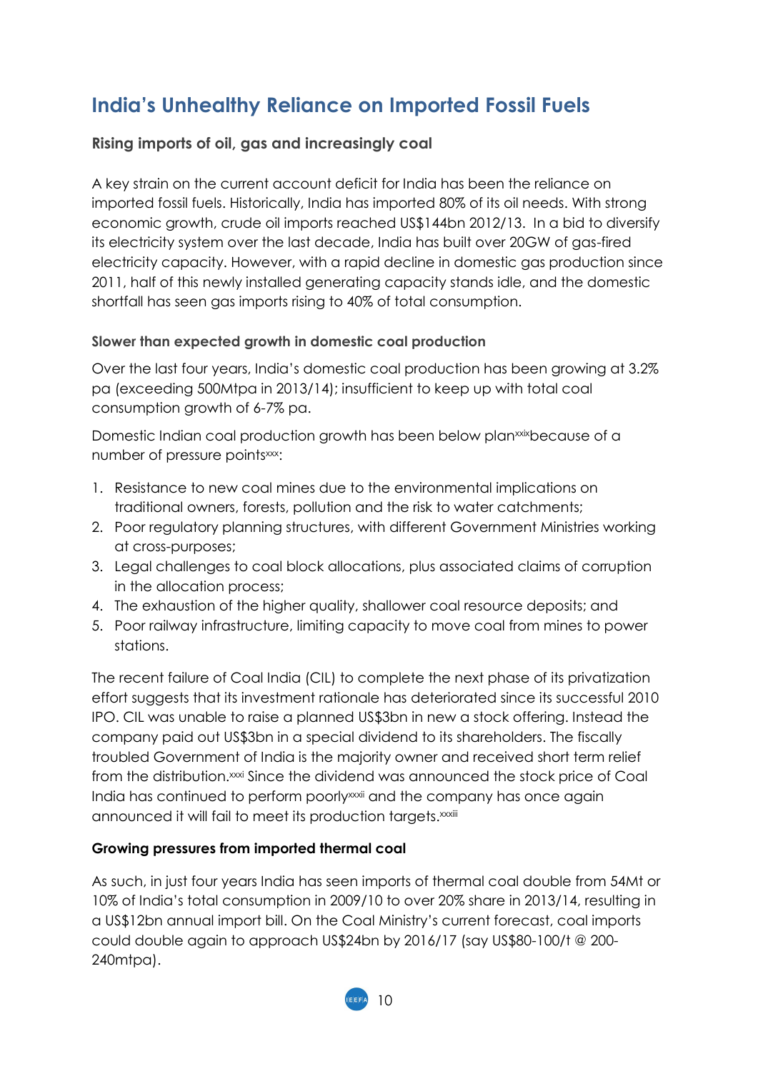## India's Unhealthy Reliance on Imported Fossil Fuels

### Rising imports of oil, gas and increasingly coal

A key strain on the current account deficit for India has been the reliance on imported fossil fuels. Historically, India has imported 80% of its oil needs. With strong economic growth, crude oil imports reached US$144bn 2012/13. In a bid to diversify its electricity system over the last decade, India has built over 20GW of gas-fired electricity capacity. However, with a rapid decline in domestic gas production since 2011, half of this newly installed generating capacity stands idle, and the domestic shortfall has seen gas imports rising to 40% of total consumption.

#### Slower than expected growth in domestic coal production

Over the last four years, India's domestic coal production has been growing at 3.2% pa (exceeding 500Mtpa in 2013/14); insufficient to keep up with total coal consumption growth of 6-7% pa.

Domestic Indian coal production growth has been below plan[xxix]because of a number of pressure points[xxx]:

1. Resistance to new coal mines due to the environmental implications on traditional owners, forests, pollution and the risk to water catchments;
2. Poor regulatory planning structures, with different Government Ministries working at cross-purposes;
3. Legal challenges to coal block allocations, plus associated claims of corruption in the allocation process;
4. The exhaustion of the higher quality, shallower coal resource deposits; and
5. Poor railway infrastructure, limiting capacity to move coal from mines to power stations.

The recent failure of Coal India (CIL) to complete the next phase of its privatization effort suggests that its investment rationale has deteriorated since its successful 2010 IPO. CIL was unable to raise a planned US$3bn in new a stock offering. Instead the company paid out US$3bn in a special dividend to its shareholders. The fiscally troubled Government of India is the majority owner and received short term relief from the distribution.[xxxi] Since the dividend was announced the stock price of Coal India has continued to perform poorly[xxxii] and the company has once again announced it will fail to meet its production targets.[xxxiii]

### Growing pressures from imported thermal coal

As such, in just four years India has seen imports of thermal coal double from 54Mt or 10% of India's total consumption in 2009/10 to over 20% share in 2013/14, resulting in a US$12bn annual import bill. On the Coal Ministry's current forecast, coal imports could double again to approach US$24bn by 2016/17 (say US$80-100/t @ 200-240mtpa).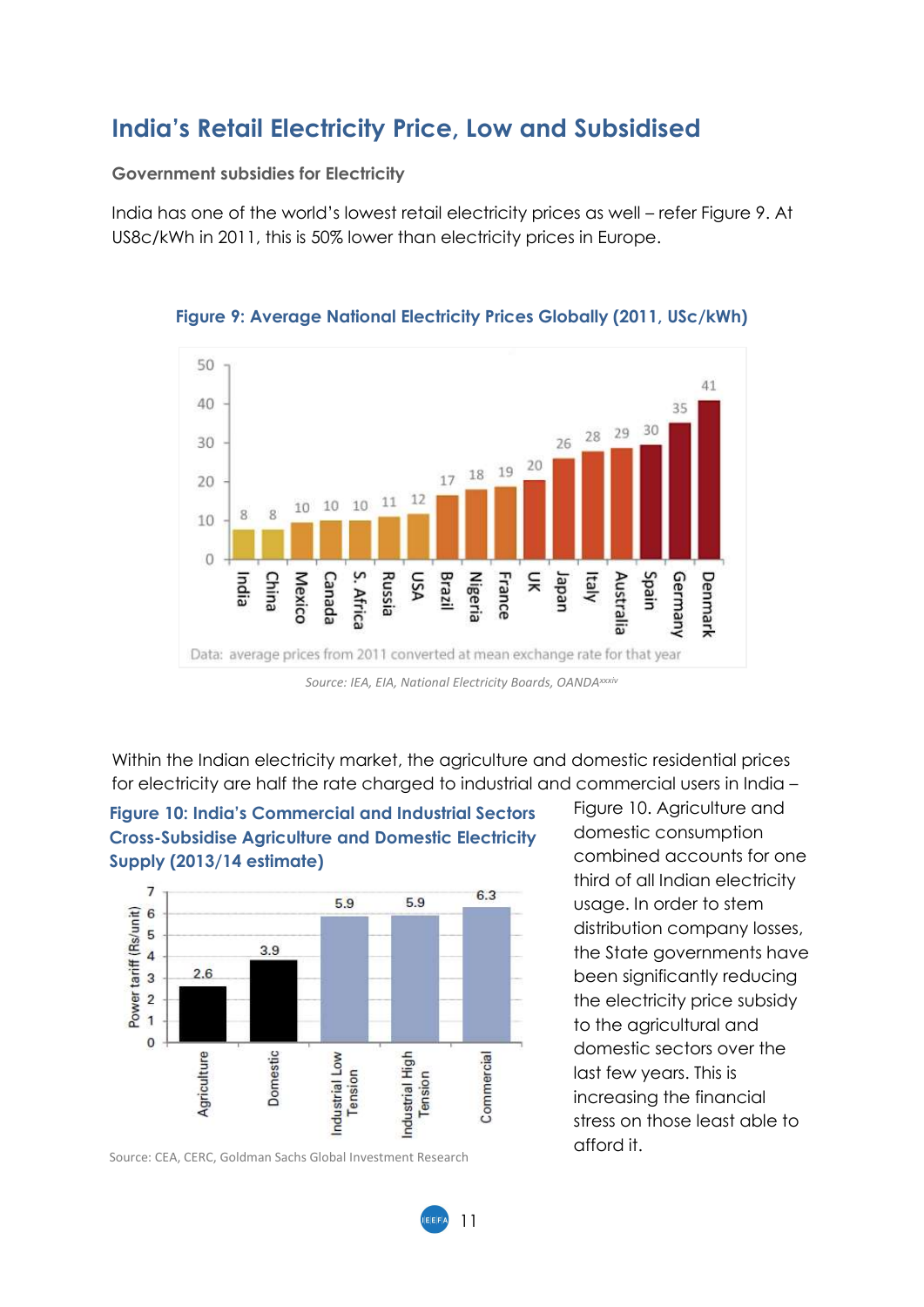# India's Retail Electricity Price, Low and Subsidised

**Government subsidies for Electricity**

India has one of the world's lowest retail electricity prices as well – refer Figure 9. At US8c/kWh in 2011, this is 50% lower than electricity prices in Europe.

**Figure 9: Average National Electricity Prices Globally (2011, USc/kWh)**

| Country | USc/kWh |
|---|---|
| India | 8 |
| China | 8 |
| Mexico | 10 |
| Canada | 10 |
| S. Africa | 10 |
| Russia | 11 |
| USA | 12 |
| Brazil | 17 |
| Nigeria | 18 |
| France | 19 |
| UK | 20 |
| Japan | 26 |
| Italy | 28 |
| Australia | 29 |
| Spain | 30 |
| Germany | 35 |
| Denmark | 41 |

Data: average prices from 2011 converted at mean exchange rate for that year

*Source: IEA, EIA, National Electricity Boards, OANDA[xxxiv]*

Within the Indian electricity market, the agriculture and domestic residential prices for electricity are half the rate charged to industrial and commercial users in India – Figure 10. Agriculture and domestic consumption combined accounts for one third of all Indian electricity usage. In order to stem distribution company losses, the State governments have been significantly reducing the electricity price subsidy to the agricultural and domestic sectors over the last few years. This is increasing the financial stress on those least able to afford it.

**Figure 10: India's Commercial and Industrial Sectors Cross-Subsidise Agriculture and Domestic Electricity Supply (2013/14 estimate)**

| Sector | Power tariff (Rs/unit) |
|---|---|
| Agriculture | 2.6 |
| Domestic | 3.9 |
| Industrial Low Tension | 5.9 |
| Industrial High Tension | 5.9 |
| Commercial | 6.3 |

Source: CEA, CERC, Goldman Sachs Global Investment Research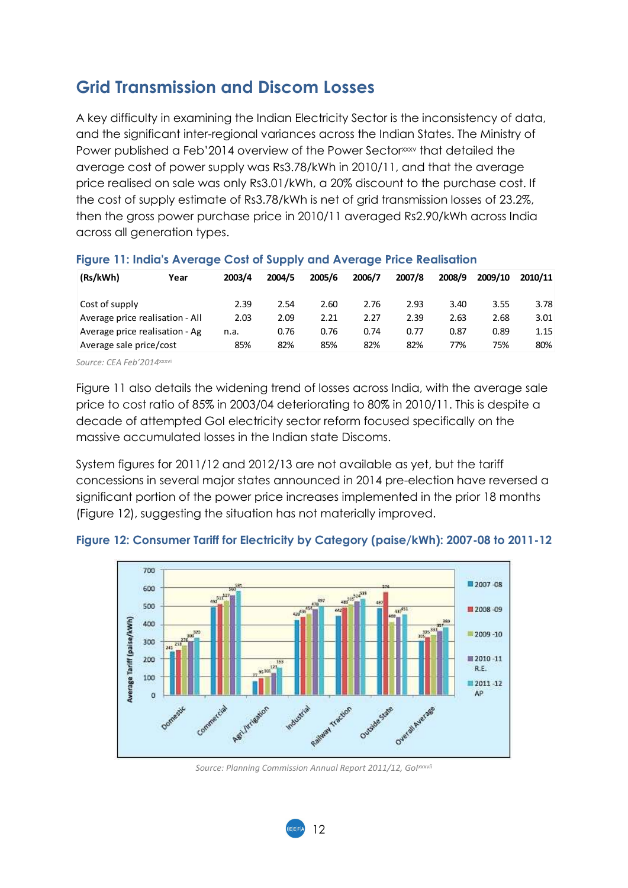## Grid Transmission and Discom Losses

A key difficulty in examining the Indian Electricity Sector is the inconsistency of data, and the significant inter-regional variances across the Indian States. The Ministry of Power published a Feb'2014 overview of the Power Sector[xxxv] that detailed the average cost of power supply was Rs3.78/kWh in 2010/11, and that the average price realised on sale was only Rs3.01/kWh, a 20% discount to the purchase cost. If the cost of supply estimate of Rs3.78/kWh is net of grid transmission losses of 23.2%, then the gross power purchase price in 2010/11 averaged Rs2.90/kWh across India across all generation types.

**Figure 11: India's Average Cost of Supply and Average Price Realisation**

| (Rs/kWh) Year | 2003/4 | 2004/5 | 2005/6 | 2006/7 | 2007/8 | 2008/9 | 2009/10 | 2010/11 |
|---|---|---|---|---|---|---|---|---|
| Cost of supply | 2.39 | 2.54 | 2.60 | 2.76 | 2.93 | 3.40 | 3.55 | 3.78 |
| Average price realisation - All | 2.03 | 2.09 | 2.21 | 2.27 | 2.39 | 2.63 | 2.68 | 3.01 |
| Average price realisation - Ag | n.a. | 0.76 | 0.76 | 0.74 | 0.77 | 0.87 | 0.89 | 1.15 |
| Average sale price/cost | 85% | 82% | 85% | 82% | 82% | 77% | 75% | 80% |

*Source: CEA Feb'2014[xxxvi]*

Figure 11 also details the widening trend of losses across India, with the average sale price to cost ratio of 85% in 2003/04 deteriorating to 80% in 2010/11. This is despite a decade of attempted GoI electricity sector reform focused specifically on the massive accumulated losses in the Indian state Discoms.

System figures for 2011/12 and 2012/13 are not available as yet, but the tariff concessions in several major states announced in 2014 pre-election have reversed a significant portion of the power price increases implemented in the prior 18 months (Figure 12), suggesting the situation has not materially improved.

**Figure 12: Consumer Tariff for Electricity by Category (paise/kWh): 2007-08 to 2011-12**

*Source: Planning Commission Annual Report 2011/12, GoI[xxxvii]*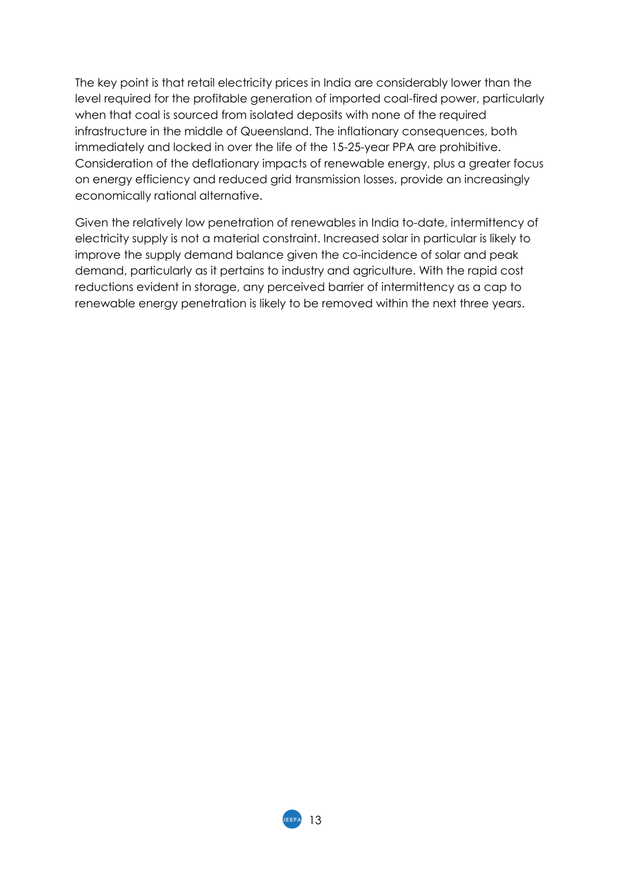The key point is that retail electricity prices in India are considerably lower than the level required for the profitable generation of imported coal-fired power, particularly when that coal is sourced from isolated deposits with none of the required infrastructure in the middle of Queensland. The inflationary consequences, both immediately and locked in over the life of the 15-25-year PPA are prohibitive. Consideration of the deflationary impacts of renewable energy, plus a greater focus on energy efficiency and reduced grid transmission losses, provide an increasingly economically rational alternative.

Given the relatively low penetration of renewables in India to-date, intermittency of electricity supply is not a material constraint. Increased solar in particular is likely to improve the supply demand balance given the co-incidence of solar and peak demand, particularly as it pertains to industry and agriculture. With the rapid cost reductions evident in storage, any perceived barrier of intermittency as a cap to renewable energy penetration is likely to be removed within the next three years.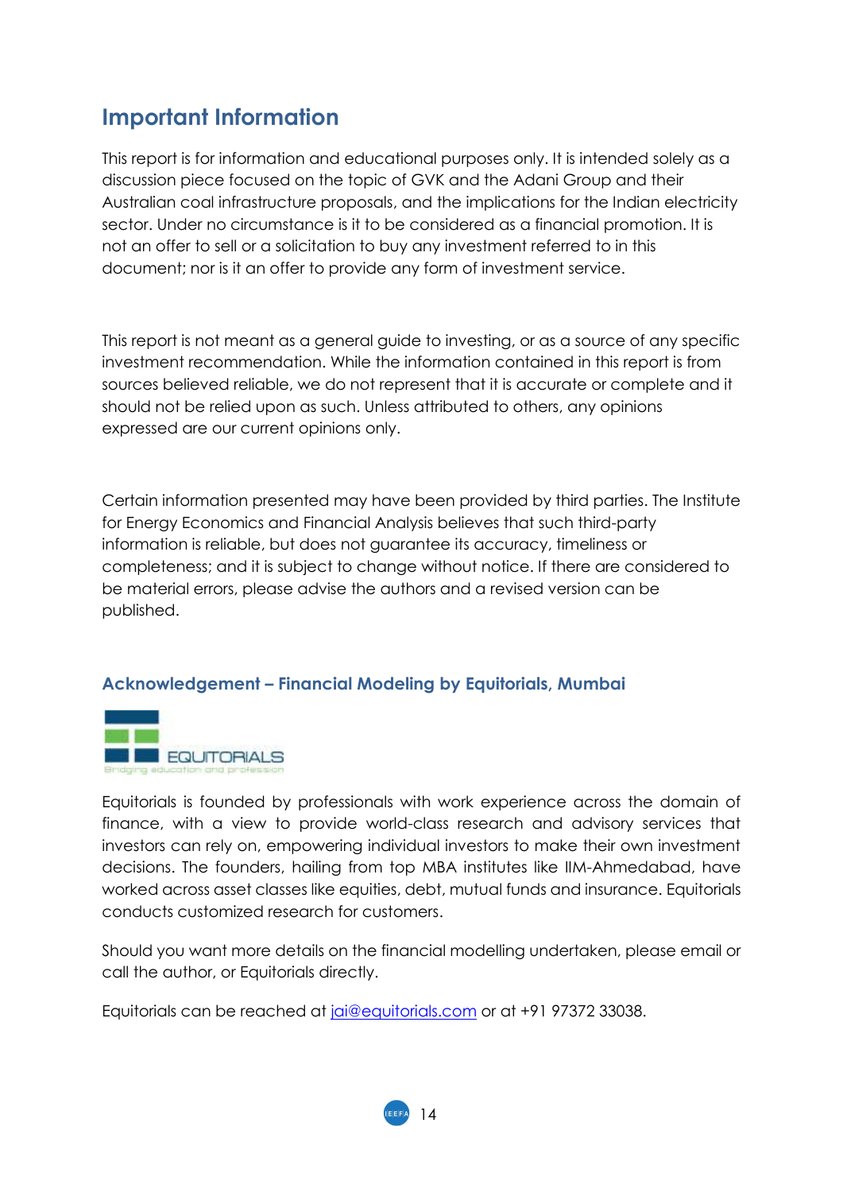## Important Information

This report is for information and educational purposes only. It is intended solely as a discussion piece focused on the topic of GVK and the Adani Group and their Australian coal infrastructure proposals, and the implications for the Indian electricity sector. Under no circumstance is it to be considered as a financial promotion. It is not an offer to sell or a solicitation to buy any investment referred to in this document; nor is it an offer to provide any form of investment service.

This report is not meant as a general guide to investing, or as a source of any specific investment recommendation. While the information contained in this report is from sources believed reliable, we do not represent that it is accurate or complete and it should not be relied upon as such. Unless attributed to others, any opinions expressed are our current opinions only.

Certain information presented may have been provided by third parties. The Institute for Energy Economics and Financial Analysis believes that such third-party information is reliable, but does not guarantee its accuracy, timeliness or completeness; and it is subject to change without notice. If there are considered to be material errors, please advise the authors and a revised version can be published.

### Acknowledgement – Financial Modeling by Equitorials, Mumbai

EQUITORIALS
Bridging education and profession

Equitorials is founded by professionals with work experience across the domain of finance, with a view to provide world-class research and advisory services that investors can rely on, empowering individual investors to make their own investment decisions. The founders, hailing from top MBA institutes like IIM-Ahmedabad, have worked across asset classes like equities, debt, mutual funds and insurance. Equitorials conducts customized research for customers.

Should you want more details on the financial modelling undertaken, please email or call the author, or Equitorials directly.

Equitorials can be reached at jai@equitorials.com or at +91 97372 33038.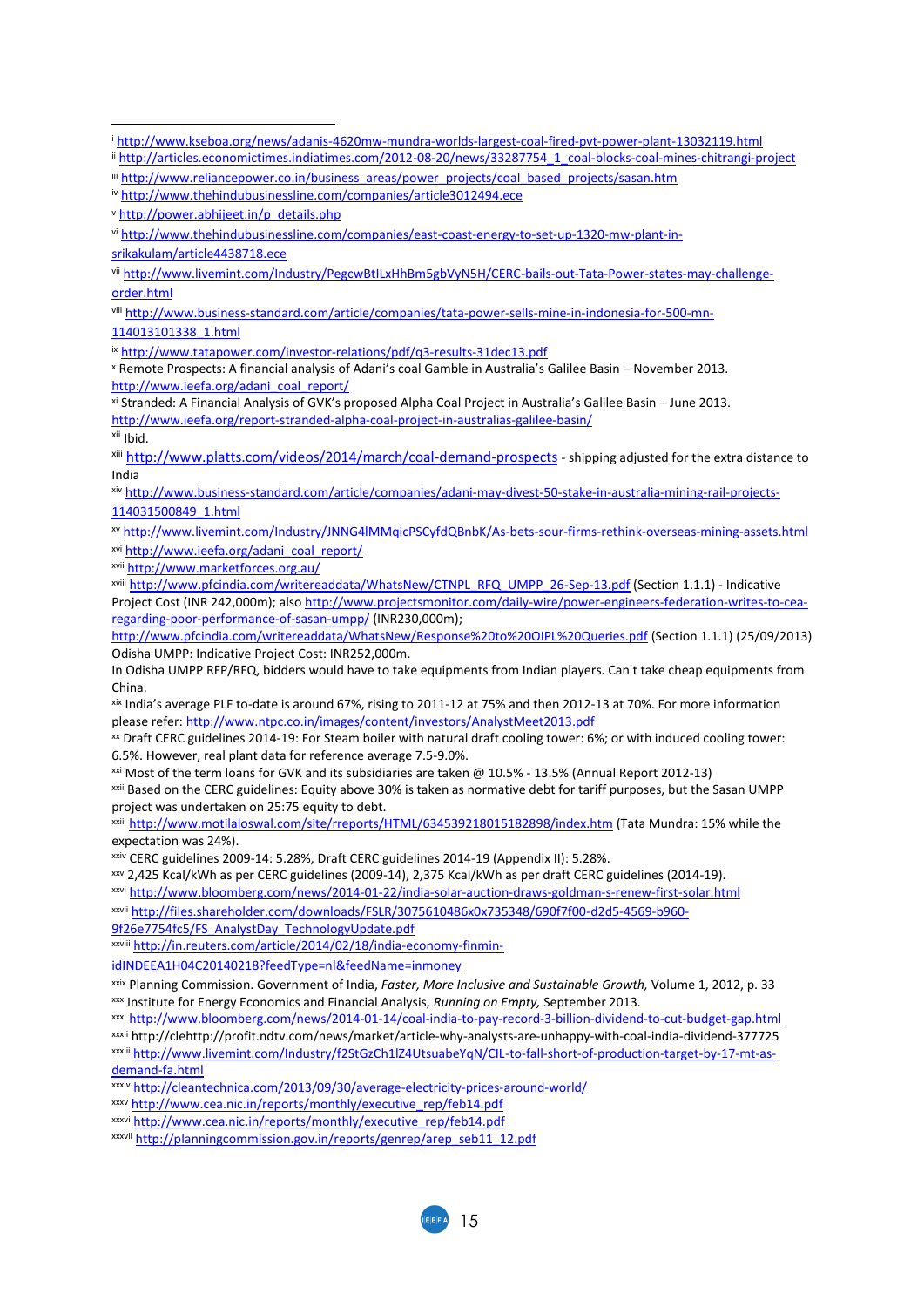[i] http://www.kseboa.org/news/adanis-4620mw-mundra-worlds-largest-coal-fired-pvt-power-plant-13032119.html

[ii] http://articles.economictimes.indiatimes.com/2012-08-20/news/33287754_1_coal-blocks-coal-mines-chitrangi-project

[iii] http://www.reliancepower.co.in/business_areas/power_projects/coal_based_projects/sasan.htm

[iv] http://www.thehindubusinessline.com/companies/article3012494.ece

[v] http://power.abhijeet.in/p_details.php

[vi] http://www.thehindubusinessline.com/companies/east-coast-energy-to-set-up-1320-mw-plant-in-srikakulam/article4438718.ece

[vii] http://www.livemint.com/Industry/PegcwBtILxHhBm5gbVyN5H/CERC-bails-out-Tata-Power-states-may-challenge-order.html

[viii] http://www.business-standard.com/article/companies/tata-power-sells-mine-in-indonesia-for-500-mn-114013101338_1.html

[ix] http://www.tatapower.com/investor-relations/pdf/q3-results-31dec13.pdf

[x] Remote Prospects: A financial analysis of Adani's coal Gamble in Australia's Galilee Basin – November 2013. http://www.ieefa.org/adani_coal_report/

[xi] Stranded: A Financial Analysis of GVK's proposed Alpha Coal Project in Australia's Galilee Basin – June 2013. http://www.ieefa.org/report-stranded-alpha-coal-project-in-australias-galilee-basin/

[xii] Ibid.

[xiii] http://www.platts.com/videos/2014/march/coal-demand-prospects - shipping adjusted for the extra distance to India

[xiv] http://www.business-standard.com/article/companies/adani-may-divest-50-stake-in-australia-mining-rail-projects-114031500849_1.html

[xv] http://www.livemint.com/Industry/JNNG4lMMqicPSCyfdQBnbK/As-bets-sour-firms-rethink-overseas-mining-assets.html

[xvi] http://www.ieefa.org/adani_coal_report/

[xvii] http://www.marketforces.org.au/

[xviii] http://www.pfcindia.com/writereaddata/WhatsNew/CTNPL_RFQ_UMPP_26-Sep-13.pdf (Section 1.1.1) - Indicative Project Cost (INR 242,000m); also http://www.projectsmonitor.com/daily-wire/power-engineers-federation-writes-to-cea-regarding-poor-performance-of-sasan-umpp/ (INR230,000m);
http://www.pfcindia.com/writereaddata/WhatsNew/Response%20to%20OIPL%20Queries.pdf (Section 1.1.1) (25/09/2013) Odisha UMPP: Indicative Project Cost: INR252,000m.
In Odisha UMPP RFP/RFQ, bidders would have to take equipments from Indian players. Can't take cheap equipments from China.

[xix] India's average PLF to-date is around 67%, rising to 2011-12 at 75% and then 2012-13 at 70%. For more information please refer: http://www.ntpc.co.in/images/content/investors/AnalystMeet2013.pdf

[xx] Draft CERC guidelines 2014-19: For Steam boiler with natural draft cooling tower: 6%; or with induced cooling tower: 6.5%. However, real plant data for reference average 7.5-9.0%.

[xxi] Most of the term loans for GVK and its subsidiaries are taken @ 10.5% - 13.5% (Annual Report 2012-13)

[xxii] Based on the CERC guidelines: Equity above 30% is taken as normative debt for tariff purposes, but the Sasan UMPP project was undertaken on 25:75 equity to debt.

[xxiii] http://www.motilaloswal.com/site/rreports/HTML/634539218015182898/index.htm (Tata Mundra: 15% while the expectation was 24%).

[xxiv] CERC guidelines 2009-14: 5.28%, Draft CERC guidelines 2014-19 (Appendix II): 5.28%.

[xxv] 2,425 Kcal/kWh as per CERC guidelines (2009-14), 2,375 Kcal/kWh as per draft CERC guidelines (2014-19).

[xxvi] http://www.bloomberg.com/news/2014-01-22/india-solar-auction-draws-goldman-s-renew-first-solar.html

[xxvii] http://files.shareholder.com/downloads/FSLR/3075610486x0x735348/690f7f00-d2d5-4569-b960-9f26e7754fc5/FS_AnalystDay_TechnologyUpdate.pdf

[xxviii] http://in.reuters.com/article/2014/02/18/india-economy-finmin-idINDEEA1H04C20140218?feedType=nl&feedName=inmoney

[xxix] Planning Commission. Government of India, *Faster, More Inclusive and Sustainable Growth,* Volume 1, 2012, p. 33

[xxx] Institute for Energy Economics and Financial Analysis, *Running on Empty,* September 2013.

[xxxi] http://www.bloomberg.com/news/2014-01-14/coal-india-to-pay-record-3-billion-dividend-to-cut-budget-gap.html

[xxxii] http://clehttp://profit.ndtv.com/news/market/article-why-analysts-are-unhappy-with-coal-india-dividend-377725

[xxxiii] http://www.livemint.com/Industry/f2StGzCh1lZ4UtsuabeYqN/CIL-to-fall-short-of-production-target-by-17-mt-as-demand-fa.html

[xxxiv] http://cleantechnica.com/2013/09/30/average-electricity-prices-around-world/

[xxxv] http://www.cea.nic.in/reports/monthly/executive_rep/feb14.pdf

[xxxvi] http://www.cea.nic.in/reports/monthly/executive_rep/feb14.pdf

[xxxvii] http://planningcommission.gov.in/reports/genrep/arep_seb11_12.pdf